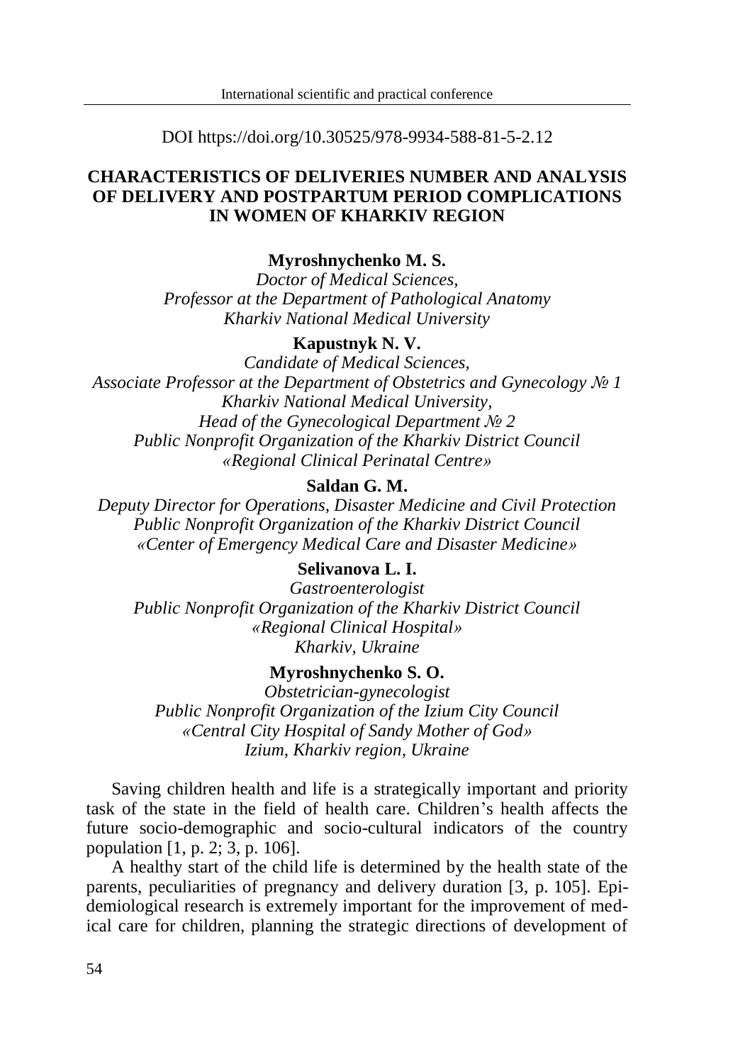DOI https://doi.org/10.30525/978-9934-588-81-5-2.12

# CHARACTERISTICS OF DELIVERIES NUMBER AND ANALYSIS OF DELIVERY AND POSTPARTUM PERIOD COMPLICATIONS IN WOMEN OF KHARKIV REGION

**Myroshnychenko M. S.**
*Doctor of Medical Sciences,*
*Professor at the Department of Pathological Anatomy*
*Kharkiv National Medical University*

**Kapustnyk N. V.**
*Candidate of Medical Sciences,*
*Associate Professor at the Department of Obstetrics and Gynecology № 1*
*Kharkiv National Medical University,*
*Head of the Gynecological Department № 2*
*Public Nonprofit Organization of the Kharkiv District Council*
*«Regional Clinical Perinatal Centre»*

**Saldan G. M.**
*Deputy Director for Operations, Disaster Medicine and Civil Protection*
*Public Nonprofit Organization of the Kharkiv District Council*
*«Center of Emergency Medical Care and Disaster Medicine»*

**Selivanova L. I.**
*Gastroenterologist*
*Public Nonprofit Organization of the Kharkiv District Council*
*«Regional Clinical Hospital»*
*Kharkiv, Ukraine*

**Myroshnychenko S. O.**
*Obstetrician-gynecologist*
*Public Nonprofit Organization of the Izium City Council*
*«Central City Hospital of Sandy Mother of God»*
*Izium, Kharkiv region, Ukraine*

Saving children health and life is a strategically important and priority task of the state in the field of health care. Children's health affects the future socio-demographic and socio-cultural indicators of the country population [1, p. 2; 3, p. 106].

A healthy start of the child life is determined by the health state of the parents, peculiarities of pregnancy and delivery duration [3, p. 105]. Epidemiological research is extremely important for the improvement of medical care for children, planning the strategic directions of development of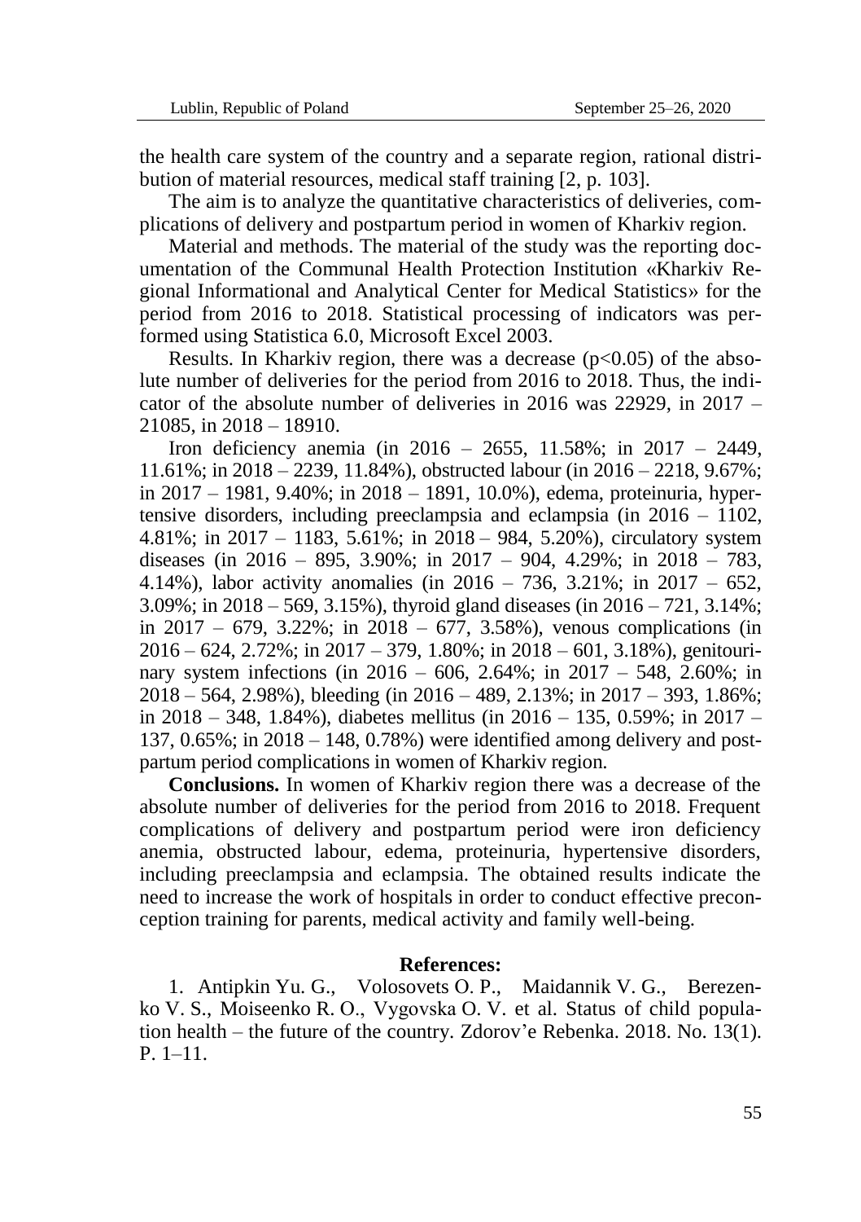the health care system of the country and a separate region, rational distribution of material resources, medical staff training [2, p. 103].

The aim is to analyze the quantitative characteristics of deliveries, complications of delivery and postpartum period in women of Kharkiv region.

Material and methods. The material of the study was the reporting documentation of the Communal Health Protection Institution «Kharkiv Regional Informational and Analytical Center for Medical Statistics» for the period from 2016 to 2018. Statistical processing of indicators was performed using Statistica 6.0, Microsoft Excel 2003.

Results. In Kharkiv region, there was a decrease ($p<0.05$) of the absolute number of deliveries for the period from 2016 to 2018. Thus, the indicator of the absolute number of deliveries in 2016 was 22929, in 2017 – 21085, in 2018 – 18910.

Iron deficiency anemia (in 2016 – 2655, 11.58%; in 2017 – 2449, 11.61%; in 2018 – 2239, 11.84%), obstructed labour (in 2016 – 2218, 9.67%; in 2017 – 1981, 9.40%; in 2018 – 1891, 10.0%), edema, proteinuria, hypertensive disorders, including preeclampsia and eclampsia (in 2016 – 1102, 4.81%; in 2017 – 1183, 5.61%; in 2018 – 984, 5.20%), circulatory system diseases (in 2016 – 895, 3.90%; in 2017 – 904, 4.29%; in 2018 – 783, 4.14%), labor activity anomalies (in 2016 – 736, 3.21%; in 2017 – 652, 3.09%; in 2018 – 569, 3.15%), thyroid gland diseases (in 2016 – 721, 3.14%; in 2017 – 679, 3.22%; in 2018 – 677, 3.58%), venous complications (in 2016 – 624, 2.72%; in 2017 – 379, 1.80%; in 2018 – 601, 3.18%), genitourinary system infections (in 2016 – 606, 2.64%; in 2017 – 548, 2.60%; in 2018 – 564, 2.98%), bleeding (in 2016 – 489, 2.13%; in 2017 – 393, 1.86%; in 2018 – 348, 1.84%), diabetes mellitus (in 2016 – 135, 0.59%; in 2017 – 137, 0.65%; in 2018 – 148, 0.78%) were identified among delivery and postpartum period complications in women of Kharkiv region.

**Conclusions.** In women of Kharkiv region there was a decrease of the absolute number of deliveries for the period from 2016 to 2018. Frequent complications of delivery and postpartum period were iron deficiency anemia, obstructed labour, edema, proteinuria, hypertensive disorders, including preeclampsia and eclampsia. The obtained results indicate the need to increase the work of hospitals in order to conduct effective preconception training for parents, medical activity and family well-being.

**References:**

1. Antipkin Yu. G., Volosovets O. P., Maidannik V. G., Berezenko V. S., Moiseenko R. O., Vygovska O. V. et al. Status of child population health – the future of the country. Zdorov'e Rebenka. 2018. No. 13(1). P. 1–11.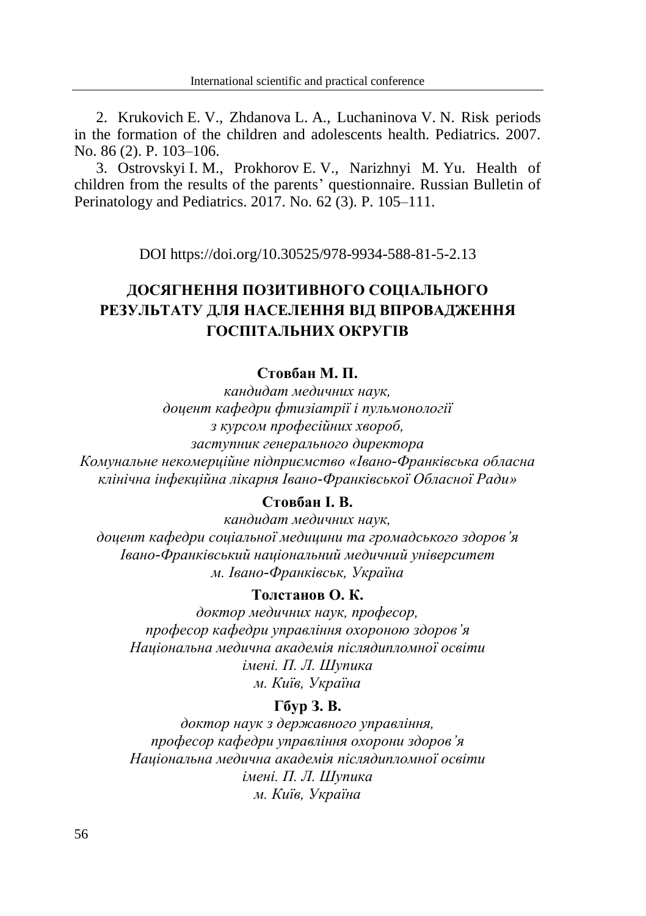2. Krukovich E. V., Zhdanova L. A., Luchaninova V. N. Risk periods in the formation of the children and adolescents health. Pediatrics. 2007. No. 86 (2). P. 103–106.

3. Ostrovskyi I. M., Prokhorov E. V., Narizhnyi M. Yu. Health of children from the results of the parents' questionnaire. Russian Bulletin of Perinatology and Pediatrics. 2017. No. 62 (3). P. 105–111.

DOI https://doi.org/10.30525/978-9934-588-81-5-2.13

## ДОСЯГНЕННЯ ПОЗИТИВНОГО СОЦІАЛЬНОГО РЕЗУЛЬТАТУ ДЛЯ НАСЕЛЕННЯ ВІД ВПРОВАДЖЕННЯ ГОСПІТАЛЬНИХ ОКРУГІВ

**Стовбан М. П.**

*кандидат медичних наук,*
*доцент кафедри фтизіатрії і пульмонології*
*з курсом професійних хвороб,*
*заступник генерального директора*
*Комунальне некомерційне підприємство «Івано-Франківська обласна клінічна інфекційна лікарня Івано-Франківської Обласної Ради»*

**Стовбан І. В.**

*кандидат медичних наук,*
*доцент кафедри соціальної медицини та громадського здоров'я*
*Івано-Франківський національний медичний університет*
*м. Івано-Франківськ, Україна*

**Толстанов О. К.**

*доктор медичних наук, професор,*
*професор кафедри управління охороною здоров'я*
*Національна медична академія післядипломної освіти*
*імені. П. Л. Шупика*
*м. Київ, Україна*

**Гбур З. В.**

*доктор наук з державного управління,*
*професор кафедри управління охорони здоров'я*
*Національна медична академія післядипломної освіти*
*імені. П. Л. Шупика*
*м. Київ, Україна*